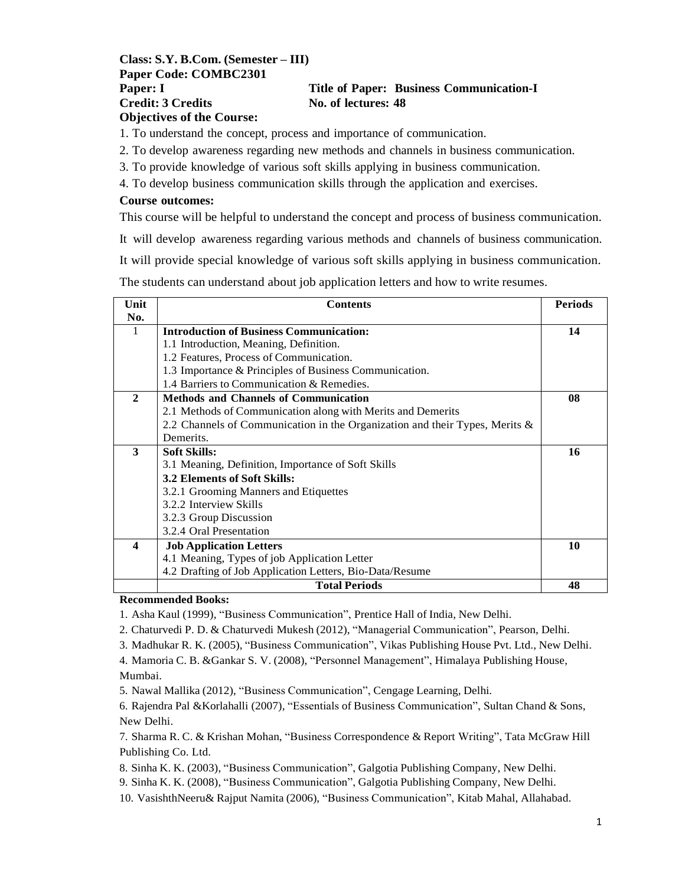**Class: S.Y. B.Com. (Semester – III)**
**Paper Code: COMBC2301**
**Paper: I** **Title of Paper: Business Communication-I**
**Credit: 3 Credits** **No. of lectures: 48**

**Objectives of the Course:**

1. To understand the concept, process and importance of communication.
2. To develop awareness regarding new methods and channels in business communication.
3. To provide knowledge of various soft skills applying in business communication.
4. To develop business communication skills through the application and exercises.

**Course outcomes:**

This course will be helpful to understand the concept and process of business communication.

It will develop awareness regarding various methods and channels of business communication.

It will provide special knowledge of various soft skills applying in business communication.

The students can understand about job application letters and how to write resumes.

| Unit No. | Contents | Periods |
|---|---|---|
| 1 | **Introduction of Business Communication:**<br>1.1 Introduction, Meaning, Definition.<br>1.2 Features, Process of Communication.<br>1.3 Importance & Principles of Business Communication.<br>1.4 Barriers to Communication & Remedies. | **14** |
| **2** | **Methods and Channels of Communication**<br>2.1 Methods of Communication along with Merits and Demerits<br>2.2 Channels of Communication in the Organization and their Types, Merits & Demerits. | **08** |
| **3** | **Soft Skills:**<br>3.1 Meaning, Definition, Importance of Soft Skills<br>**3.2 Elements of Soft Skills:**<br>3.2.1 Grooming Manners and Etiquettes<br>3.2.2 Interview Skills<br>3.2.3 Group Discussion<br>3.2.4 Oral Presentation | **16** |
| **4** | **Job Application Letters**<br>4.1 Meaning, Types of job Application Letter<br>4.2 Drafting of Job Application Letters, Bio-Data/Resume | **10** |
| | **Total Periods** | **48** |

**Recommended Books:**

1. Asha Kaul (1999), "Business Communication", Prentice Hall of India, New Delhi.
2. Chaturvedi P. D. & Chaturvedi Mukesh (2012), "Managerial Communication", Pearson, Delhi.
3. Madhukar R. K. (2005), "Business Communication", Vikas Publishing House Pvt. Ltd., New Delhi.
4. Mamoria C. B. &Gankar S. V. (2008), "Personnel Management", Himalaya Publishing House, Mumbai.
5. Nawal Mallika (2012), "Business Communication", Cengage Learning, Delhi.
6. Rajendra Pal &Korlahalli (2007), "Essentials of Business Communication", Sultan Chand & Sons, New Delhi.
7. Sharma R. C. & Krishan Mohan, "Business Correspondence & Report Writing", Tata McGraw Hill Publishing Co. Ltd.
8. Sinha K. K. (2003), "Business Communication", Galgotia Publishing Company, New Delhi.
9. Sinha K. K. (2008), "Business Communication", Galgotia Publishing Company, New Delhi.
10. VasishthNeeru& Rajput Namita (2006), "Business Communication", Kitab Mahal, Allahabad.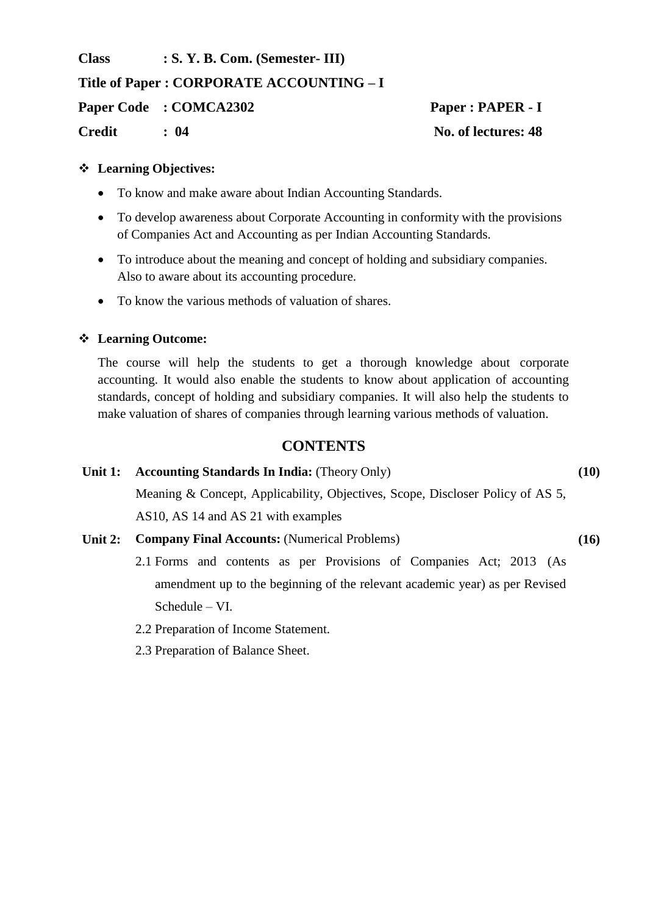**Class : S. Y. B. Com. (Semester- III)**

**Title of Paper : CORPORATE ACCOUNTING – I**

**Paper Code : COMCA2302** **Paper : PAPER - I**

**Credit : 04** **No. of lectures: 48**

❖ **Learning Objectives:**

- To know and make aware about Indian Accounting Standards.
- To develop awareness about Corporate Accounting in conformity with the provisions of Companies Act and Accounting as per Indian Accounting Standards.
- To introduce about the meaning and concept of holding and subsidiary companies. Also to aware about its accounting procedure.
- To know the various methods of valuation of shares.

❖ **Learning Outcome:**

The course will help the students to get a thorough knowledge about corporate accounting. It would also enable the students to know about application of accounting standards, concept of holding and subsidiary companies. It will also help the students to make valuation of shares of companies through learning various methods of valuation.

## CONTENTS

**Unit 1: Accounting Standards In India:** (Theory Only) **(10)**

Meaning & Concept, Applicability, Objectives, Scope, Discloser Policy of AS 5, AS10, AS 14 and AS 21 with examples

**Unit 2: Company Final Accounts:** (Numerical Problems) **(16)**

2.1 Forms and contents as per Provisions of Companies Act; 2013 (As amendment up to the beginning of the relevant academic year) as per Revised Schedule – VI.

2.2 Preparation of Income Statement.

2.3 Preparation of Balance Sheet.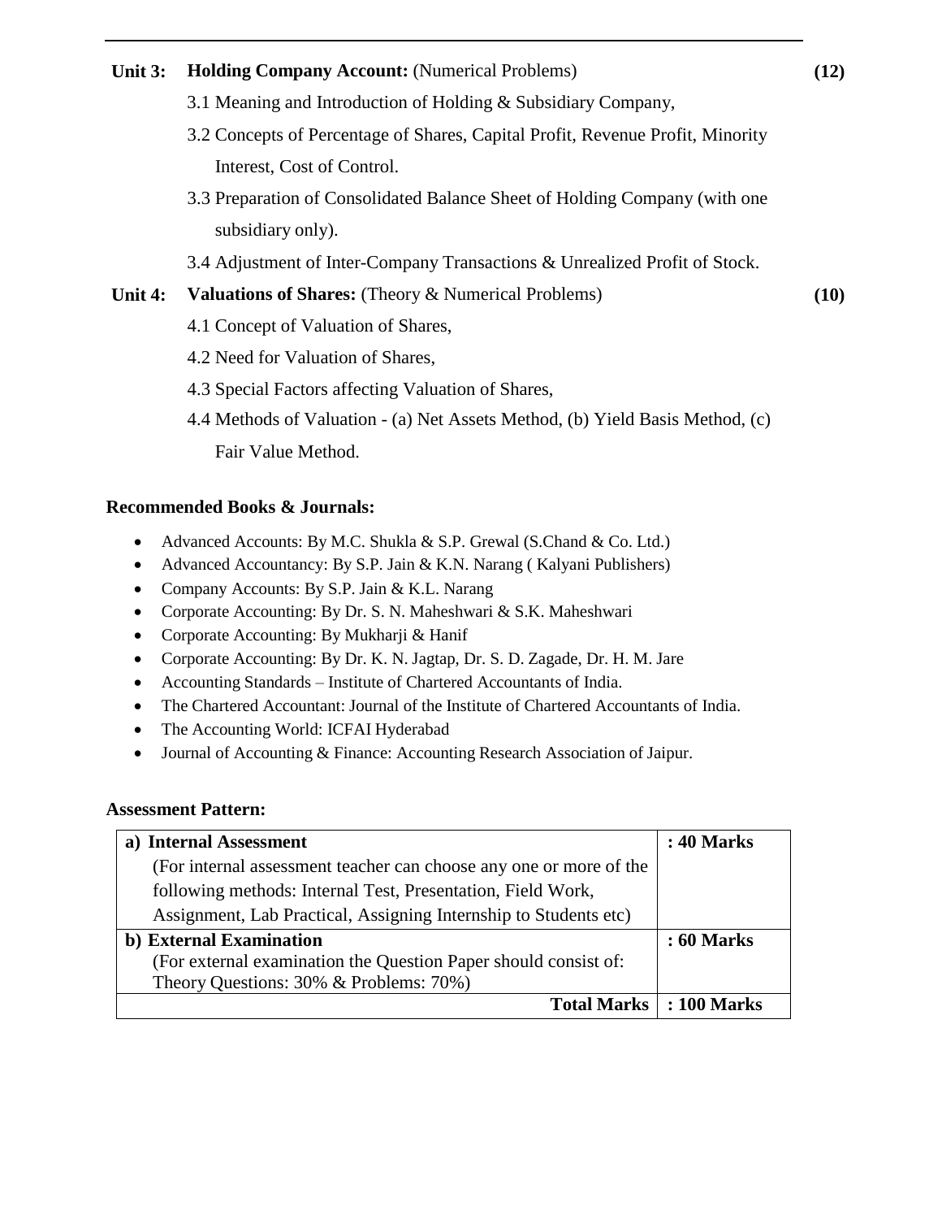**Unit 3: Holding Company Account:** (Numerical Problems) **(12)**

3.1 Meaning and Introduction of Holding & Subsidiary Company,

3.2 Concepts of Percentage of Shares, Capital Profit, Revenue Profit, Minority Interest, Cost of Control.

3.3 Preparation of Consolidated Balance Sheet of Holding Company (with one subsidiary only).

3.4 Adjustment of Inter-Company Transactions & Unrealized Profit of Stock.

**Unit 4: Valuations of Shares:** (Theory & Numerical Problems) **(10)**

4.1 Concept of Valuation of Shares,

4.2 Need for Valuation of Shares,

4.3 Special Factors affecting Valuation of Shares,

4.4 Methods of Valuation - (a) Net Assets Method, (b) Yield Basis Method, (c) Fair Value Method.

**Recommended Books & Journals:**

- Advanced Accounts: By M.C. Shukla & S.P. Grewal (S.Chand & Co. Ltd.)
- Advanced Accountancy: By S.P. Jain & K.N. Narang ( Kalyani Publishers)
- Company Accounts: By S.P. Jain & K.L. Narang
- Corporate Accounting: By Dr. S. N. Maheshwari & S.K. Maheshwari
- Corporate Accounting: By Mukharji & Hanif
- Corporate Accounting: By Dr. K. N. Jagtap, Dr. S. D. Zagade, Dr. H. M. Jare
- Accounting Standards – Institute of Chartered Accountants of India.
- The Chartered Accountant: Journal of the Institute of Chartered Accountants of India.
- The Accounting World: ICFAI Hyderabad
- Journal of Accounting & Finance: Accounting Research Association of Jaipur.

**Assessment Pattern:**

| | |
|---|---|
| **a) Internal Assessment**<br>(For internal assessment teacher can choose any one or more of the following methods: Internal Test, Presentation, Field Work, Assignment, Lab Practical, Assigning Internship to Students etc) | **: 40 Marks** |
| **b) External Examination**<br>(For external examination the Question Paper should consist of: Theory Questions: 30% & Problems: 70%) | **: 60 Marks** |
| **Total Marks** | **: 100 Marks** |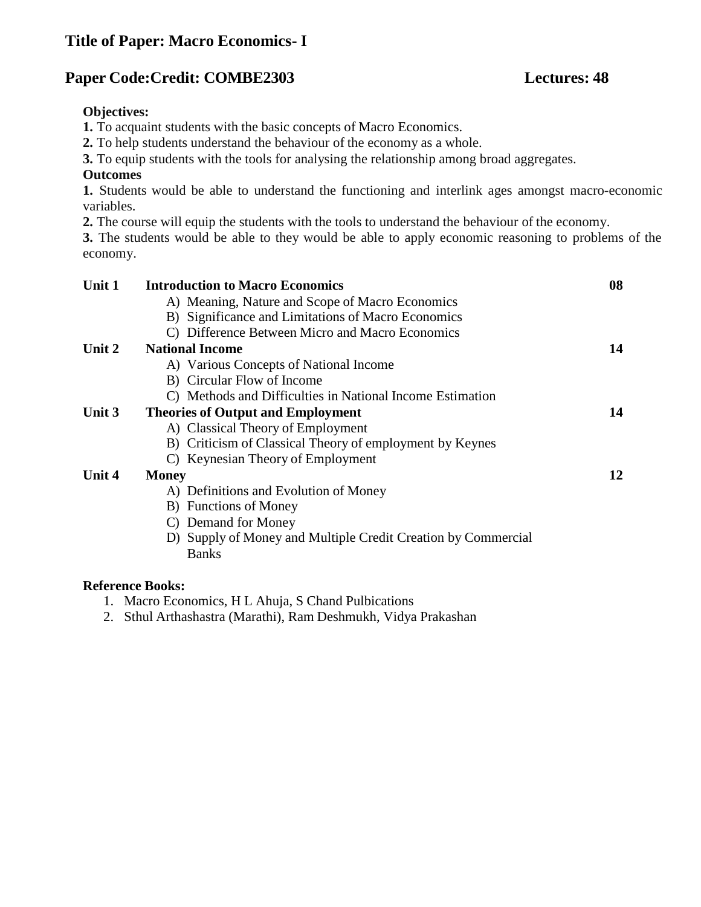## Title of Paper: Macro Economics- I

## Paper Code:Credit: COMBE2303 Lectures: 48

**Objectives:**

**1.** To acquaint students with the basic concepts of Macro Economics.
**2.** To help students understand the behaviour of the economy as a whole.
**3.** To equip students with the tools for analysing the relationship among broad aggregates.

**Outcomes**

**1.** Students would be able to understand the functioning and interlink ages amongst macro-economic variables.
**2.** The course will equip the students with the tools to understand the behaviour of the economy.
**3.** The students would be able to they would be able to apply economic reasoning to problems of the economy.

| Unit | Topic | Lectures |
|---|---|---|
| **Unit 1** | **Introduction to Macro Economics** | **08** |
| | A) Meaning, Nature and Scope of Macro Economics | |
| | B) Significance and Limitations of Macro Economics | |
| | C) Difference Between Micro and Macro Economics | |
| **Unit 2** | **National Income** | **14** |
| | A) Various Concepts of National Income | |
| | B) Circular Flow of Income | |
| | C) Methods and Difficulties in National Income Estimation | |
| **Unit 3** | **Theories of Output and Employment** | **14** |
| | A) Classical Theory of Employment | |
| | B) Criticism of Classical Theory of employment by Keynes | |
| | C) Keynesian Theory of Employment | |
| **Unit 4** | **Money** | **12** |
| | A) Definitions and Evolution of Money | |
| | B) Functions of Money | |
| | C) Demand for Money | |
| | D) Supply of Money and Multiple Credit Creation by Commercial Banks | |

**Reference Books:**

1. Macro Economics, H L Ahuja, S Chand Pulbications
2. Sthul Arthashastra (Marathi), Ram Deshmukh, Vidya Prakashan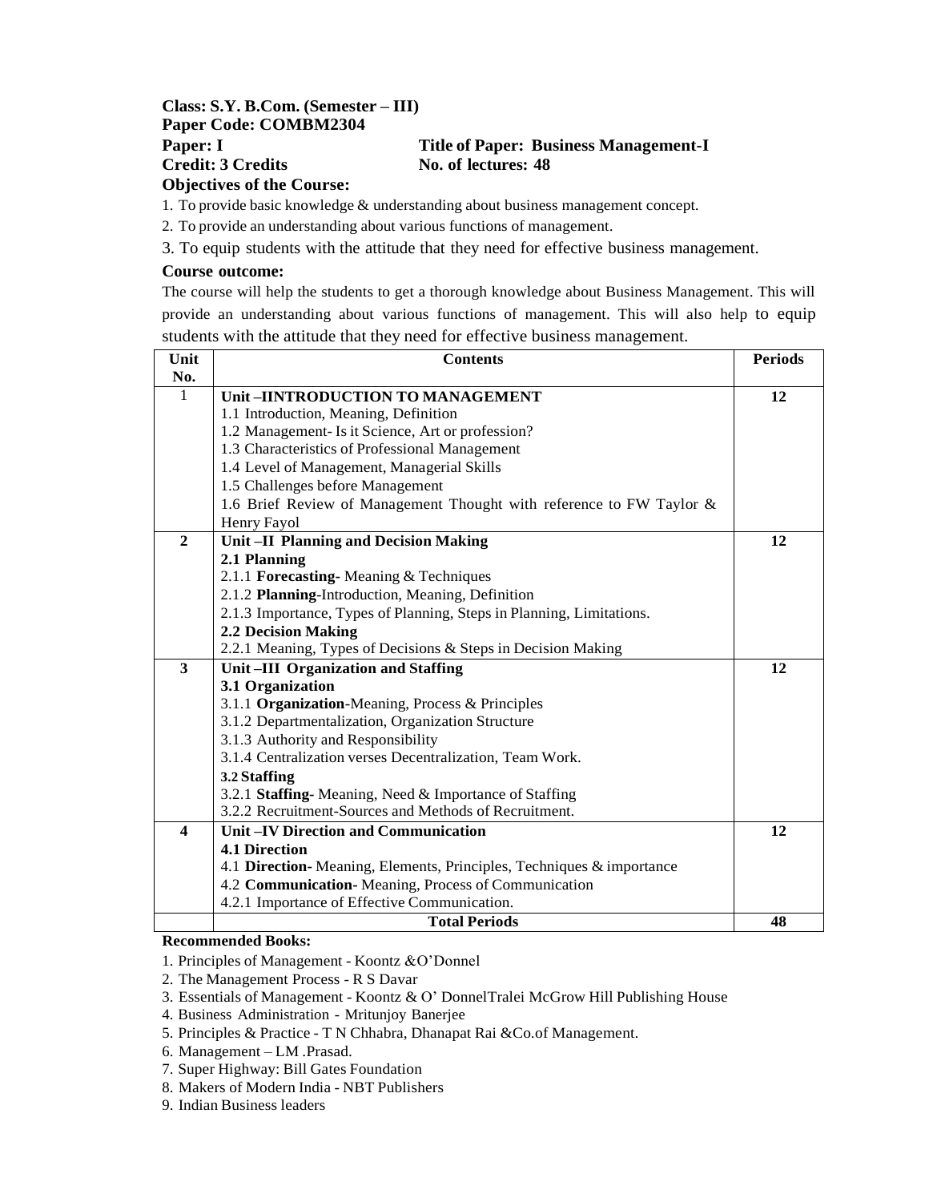**Class: S.Y. B.Com. (Semester – III)**
**Paper Code: COMBM2304**
**Paper: I** **Title of Paper: Business Management-I**
**Credit: 3 Credits** **No. of lectures: 48**

**Objectives of the Course:**

1. To provide basic knowledge & understanding about business management concept.
2. To provide an understanding about various functions of management.
3. To equip students with the attitude that they need for effective business management.

**Course outcome:**

The course will help the students to get a thorough knowledge about Business Management. This will provide an understanding about various functions of management. This will also help to equip students with the attitude that they need for effective business management.

| Unit No. | Contents | Periods |
|---|---|---|
| 1 | **Unit –IINTRODUCTION TO MANAGEMENT**<br>1.1 Introduction, Meaning, Definition<br>1.2 Management- Is it Science, Art or profession?<br>1.3 Characteristics of Professional Management<br>1.4 Level of Management, Managerial Skills<br>1.5 Challenges before Management<br>1.6 Brief Review of Management Thought with reference to FW Taylor & Henry Fayol | **12** |
| **2** | **Unit –II Planning and Decision Making**<br>**2.1 Planning**<br>2.1.1 **Forecasting**- Meaning & Techniques<br>2.1.2 **Planning**-Introduction, Meaning, Definition<br>2.1.3 Importance, Types of Planning, Steps in Planning, Limitations.<br>**2.2 Decision Making**<br>2.2.1 Meaning, Types of Decisions & Steps in Decision Making | **12** |
| **3** | **Unit –III Organization and Staffing**<br>**3.1 Organization**<br>3.1.1 **Organization**-Meaning, Process & Principles<br>3.1.2 Departmentalization, Organization Structure<br>3.1.3 Authority and Responsibility<br>3.1.4 Centralization verses Decentralization, Team Work.<br>**3.2 Staffing**<br>3.2.1 **Staffing**- Meaning, Need & Importance of Staffing<br>3.2.2 Recruitment-Sources and Methods of Recruitment. | **12** |
| **4** | **Unit –IV Direction and Communication**<br>**4.1 Direction**<br>4.1 **Direction**- Meaning, Elements, Principles, Techniques & importance<br>4.2 **Communication**- Meaning, Process of Communication<br>4.2.1 Importance of Effective Communication. | **12** |
| | **Total Periods** | **48** |

**Recommended Books:**

1. Principles of Management - Koontz &O'Donnel
2. The Management Process - R S Davar
3. Essentials of Management - Koontz & O' DonnelTralei McGrow Hill Publishing House
4. Business Administration - Mritunjoy Banerjee
5. Principles & Practice - T N Chhabra, Dhanapat Rai &Co.of Management.
6. Management – LM .Prasad.
7. Super Highway: Bill Gates Foundation
8. Makers of Modern India - NBT Publishers
9. Indian Business leaders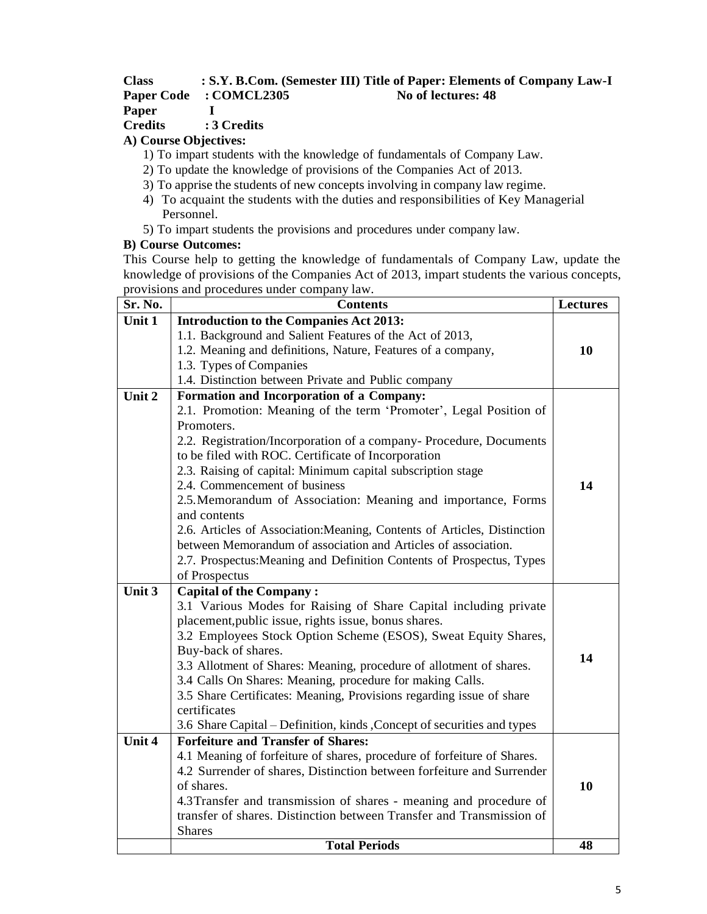**Class : S.Y. B.Com. (Semester III) Title of Paper: Elements of Company Law-I**
**Paper Code : COMCL2305 No of lectures: 48**
**Paper I**
**Credits : 3 Credits**

**A) Course Objectives:**

1) To impart students with the knowledge of fundamentals of Company Law.
2) To update the knowledge of provisions of the Companies Act of 2013.
3) To apprise the students of new concepts involving in company law regime.
4) To acquaint the students with the duties and responsibilities of Key Managerial Personnel.
5) To impart students the provisions and procedures under company law.

**B) Course Outcomes:**

This Course help to getting the knowledge of fundamentals of Company Law, update the knowledge of provisions of the Companies Act of 2013, impart students the various concepts, provisions and procedures under company law.

| Sr. No. | Contents | Lectures |
|---|---|---|
| Unit 1 | **Introduction to the Companies Act 2013:**<br>1.1. Background and Salient Features of the Act of 2013,<br>1.2. Meaning and definitions, Nature, Features of a company,<br>1.3. Types of Companies<br>1.4. Distinction between Private and Public company | 10 |
| Unit 2 | **Formation and Incorporation of a Company:**<br>2.1. Promotion: Meaning of the term 'Promoter', Legal Position of Promoters.<br>2.2. Registration/Incorporation of a company- Procedure, Documents to be filed with ROC. Certificate of Incorporation<br>2.3. Raising of capital: Minimum capital subscription stage<br>2.4. Commencement of business<br>2.5.Memorandum of Association: Meaning and importance, Forms and contents<br>2.6. Articles of Association:Meaning, Contents of Articles, Distinction between Memorandum of association and Articles of association.<br>2.7. Prospectus:Meaning and Definition Contents of Prospectus, Types of Prospectus | 14 |
| Unit 3 | **Capital of the Company :**<br>3.1 Various Modes for Raising of Share Capital including private placement,public issue, rights issue, bonus shares.<br>3.2 Employees Stock Option Scheme (ESOS), Sweat Equity Shares, Buy-back of shares.<br>3.3 Allotment of Shares: Meaning, procedure of allotment of shares.<br>3.4 Calls On Shares: Meaning, procedure for making Calls.<br>3.5 Share Certificates: Meaning, Provisions regarding issue of share certificates<br>3.6 Share Capital – Definition, kinds ,Concept of securities and types | 14 |
| Unit 4 | **Forfeiture and Transfer of Shares:**<br>4.1 Meaning of forfeiture of shares, procedure of forfeiture of Shares.<br>4.2 Surrender of shares, Distinction between forfeiture and Surrender of shares.<br>4.3Transfer and transmission of shares - meaning and procedure of transfer of shares. Distinction between Transfer and Transmission of Shares | 10 |
| | **Total Periods** | **48** |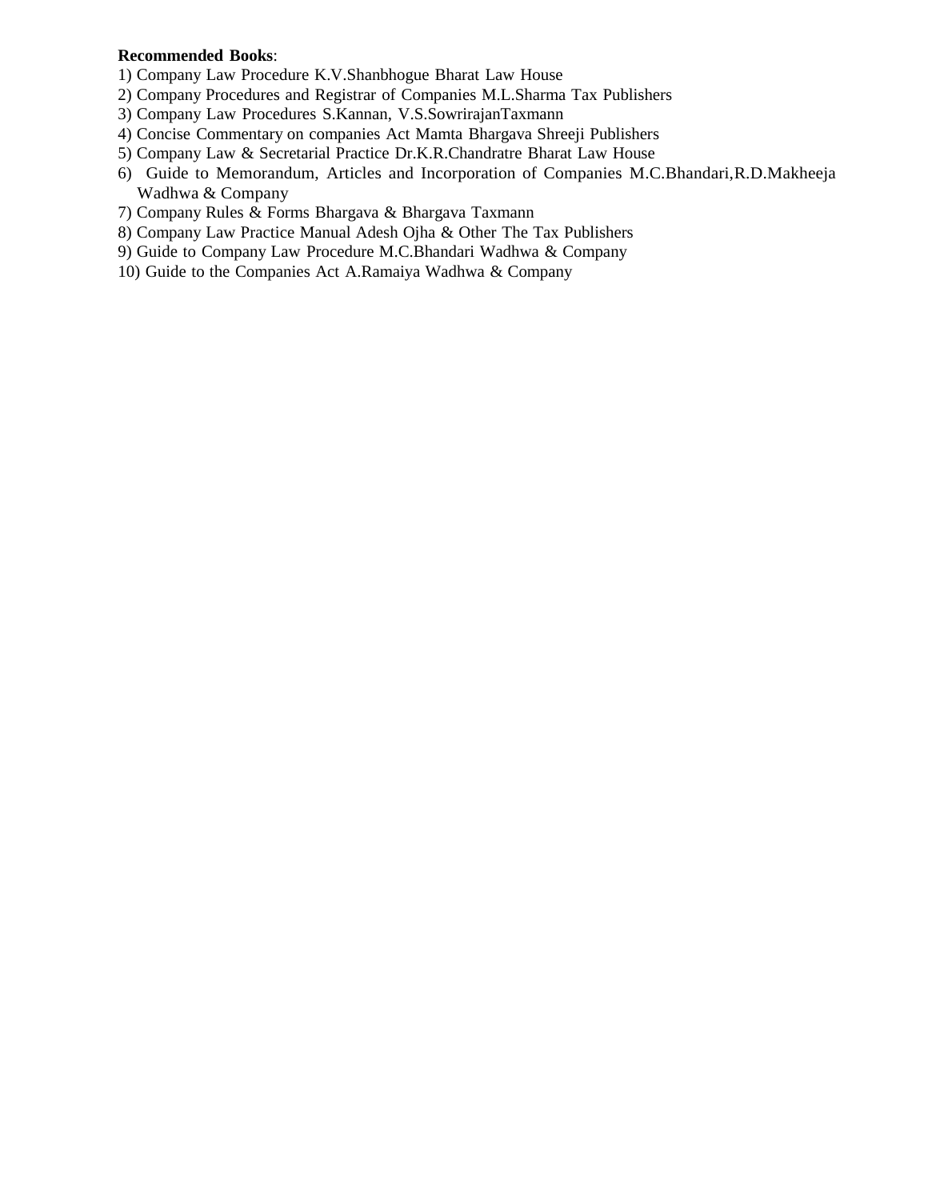**Recommended Books**:

1) Company Law Procedure K.V.Shanbhogue Bharat Law House
2) Company Procedures and Registrar of Companies M.L.Sharma Tax Publishers
3) Company Law Procedures S.Kannan, V.S.SowrirajanTaxmann
4) Concise Commentary on companies Act Mamta Bhargava Shreeji Publishers
5) Company Law & Secretarial Practice Dr.K.R.Chandratre Bharat Law House
6) Guide to Memorandum, Articles and Incorporation of Companies M.C.Bhandari,R.D.Makheeja Wadhwa & Company
7) Company Rules & Forms Bhargava & Bhargava Taxmann
8) Company Law Practice Manual Adesh Ojha & Other The Tax Publishers
9) Guide to Company Law Procedure M.C.Bhandari Wadhwa & Company
10) Guide to the Companies Act A.Ramaiya Wadhwa & Company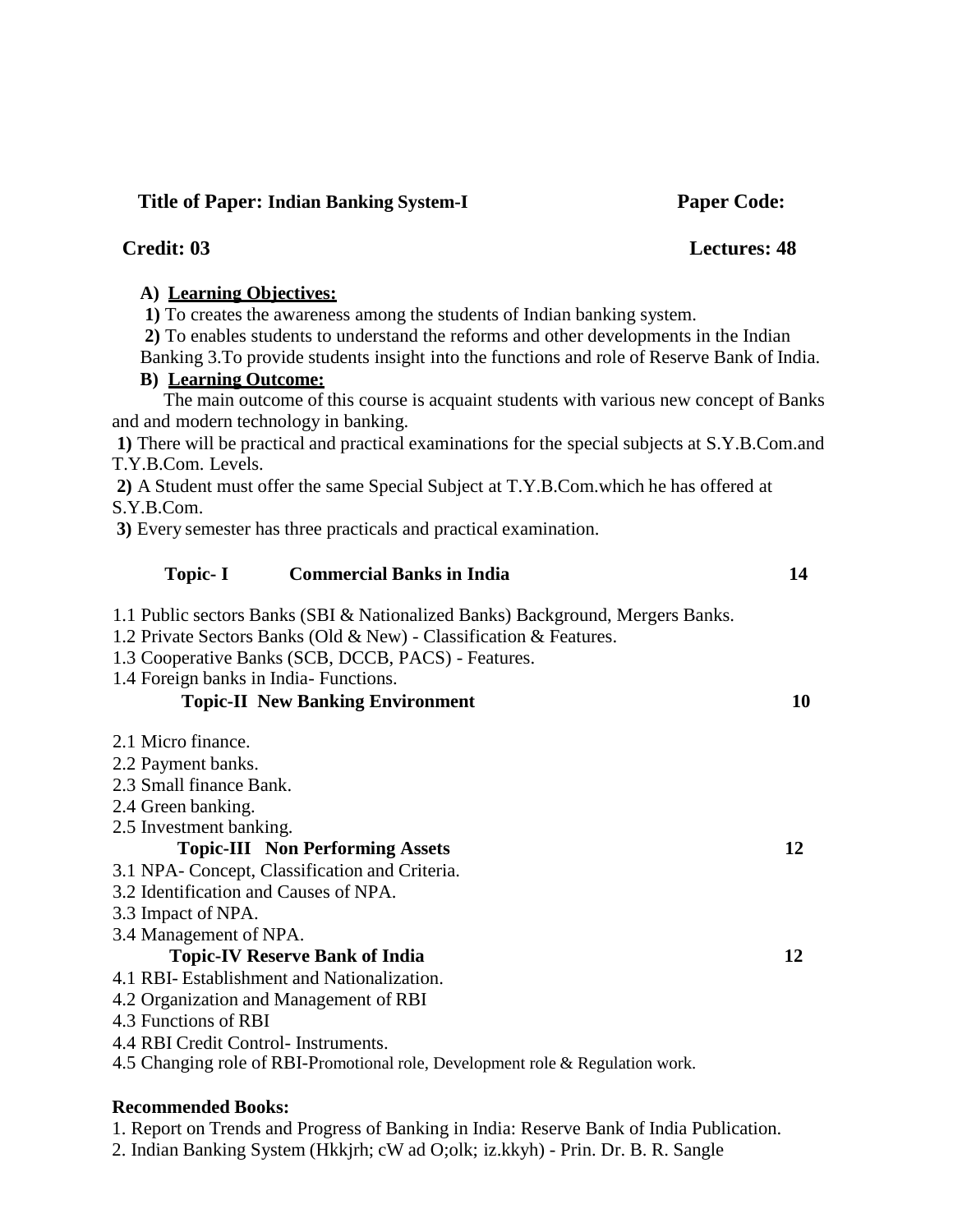**Title of Paper: Indian Banking System-I** **Paper Code:**

**Credit: 03** **Lectures: 48**

**A) <u>Learning Objectives:</u>**

**1)** To creates the awareness among the students of Indian banking system.

**2)** To enables students to understand the reforms and other developments in the Indian Banking 3.To provide students insight into the functions and role of Reserve Bank of India.

**B) <u>Learning Outcome:</u>**

The main outcome of this course is acquaint students with various new concept of Banks and and modern technology in banking.

**1)** There will be practical and practical examinations for the special subjects at S.Y.B.Com.and T.Y.B.Com. Levels.

**2)** A Student must offer the same Special Subject at T.Y.B.Com.which he has offered at S.Y.B.Com.

**3)** Every semester has three practicals and practical examination.

**Topic- I Commercial Banks in India** **14**

1.1 Public sectors Banks (SBI & Nationalized Banks) Background, Mergers Banks.
1.2 Private Sectors Banks (Old & New) - Classification & Features.
1.3 Cooperative Banks (SCB, DCCB, PACS) - Features.
1.4 Foreign banks in India- Functions.

**Topic-II New Banking Environment** **10**

2.1 Micro finance.
2.2 Payment banks.
2.3 Small finance Bank.
2.4 Green banking.
2.5 Investment banking.

**Topic-III Non Performing Assets** **12**

3.1 NPA- Concept, Classification and Criteria.
3.2 Identification and Causes of NPA.
3.3 Impact of NPA.
3.4 Management of NPA.

**Topic-IV Reserve Bank of India** **12**

4.1 RBI- Establishment and Nationalization.
4.2 Organization and Management of RBI
4.3 Functions of RBI
4.4 RBI Credit Control- Instruments.
4.5 Changing role of RBI-Promotional role, Development role & Regulation work.

**Recommended Books:**

1. Report on Trends and Progress of Banking in India: Reserve Bank of India Publication.
2. Indian Banking System (Hkkjrh; cW ad O;olk; iz.kkyh) - Prin. Dr. B. R. Sangle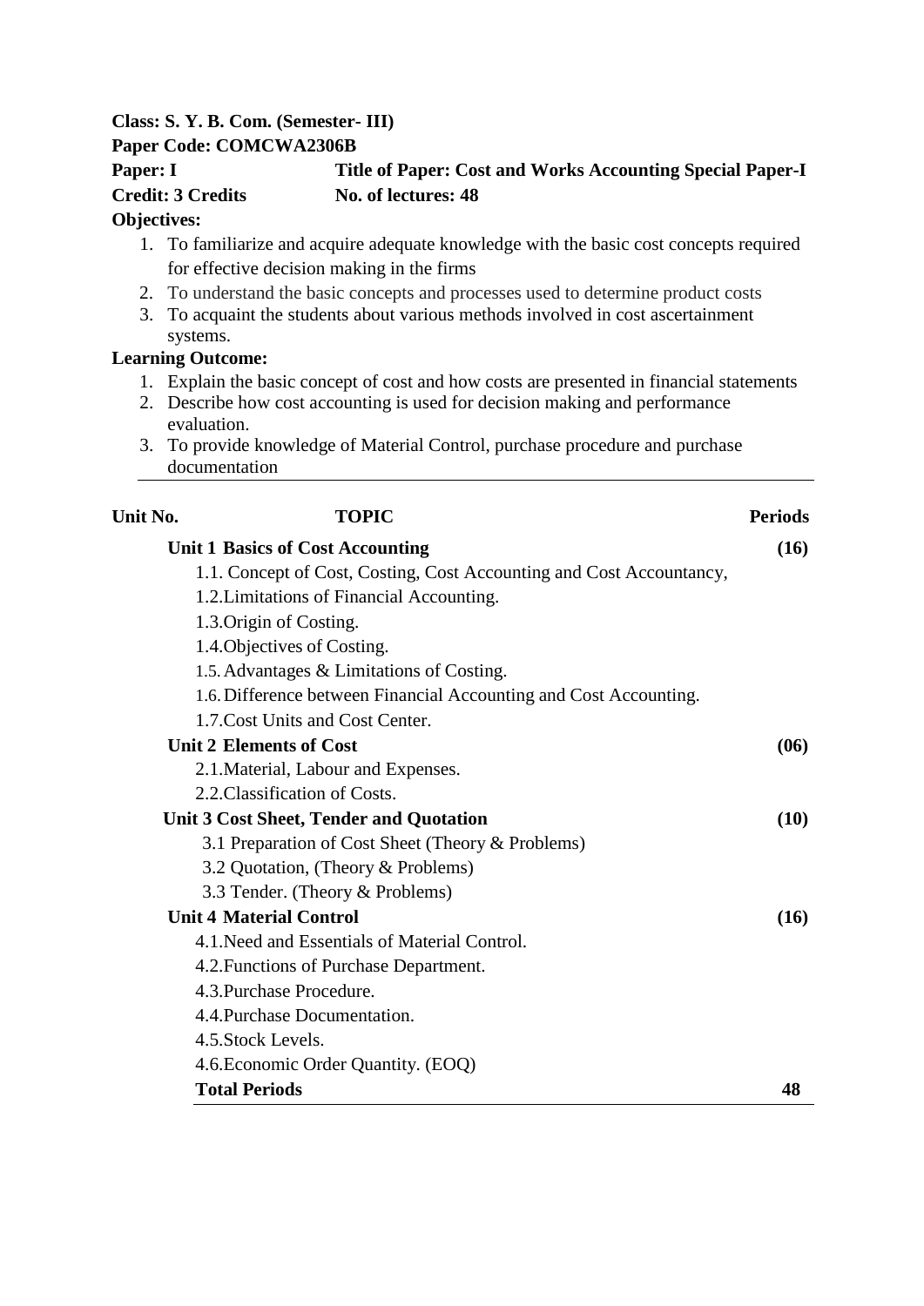**Class: S. Y. B. Com. (Semester- III)**
**Paper Code: COMCWA2306B**
**Paper: I** **Title of Paper: Cost and Works Accounting Special Paper-I**
**Credit: 3 Credits** **No. of lectures: 48**

**Objectives:**

1. To familiarize and acquire adequate knowledge with the basic cost concepts required for effective decision making in the firms
2. To understand the basic concepts and processes used to determine product costs
3. To acquaint the students about various methods involved in cost ascertainment systems.

**Learning Outcome:**

1. Explain the basic concept of cost and how costs are presented in financial statements
2. Describe how cost accounting is used for decision making and performance evaluation.
3. To provide knowledge of Material Control, purchase procedure and purchase documentation

| Unit No. | TOPIC | Periods |
|---|---|---|
| | **Unit 1 Basics of Cost Accounting** | **(16)** |
| | 1.1. Concept of Cost, Costing, Cost Accounting and Cost Accountancy, | |
| | 1.2. Limitations of Financial Accounting. | |
| | 1.3. Origin of Costing. | |
| | 1.4. Objectives of Costing. | |
| | 1.5. Advantages & Limitations of Costing. | |
| | 1.6. Difference between Financial Accounting and Cost Accounting. | |
| | 1.7. Cost Units and Cost Center. | |
| | **Unit 2 Elements of Cost** | **(06)** |
| | 2.1. Material, Labour and Expenses. | |
| | 2.2. Classification of Costs. | |
| | **Unit 3 Cost Sheet, Tender and Quotation** | **(10)** |
| | 3.1 Preparation of Cost Sheet (Theory & Problems) | |
| | 3.2 Quotation, (Theory & Problems) | |
| | 3.3 Tender. (Theory & Problems) | |
| | **Unit 4 Material Control** | **(16)** |
| | 4.1. Need and Essentials of Material Control. | |
| | 4.2. Functions of Purchase Department. | |
| | 4.3. Purchase Procedure. | |
| | 4.4. Purchase Documentation. | |
| | 4.5. Stock Levels. | |
| | 4.6. Economic Order Quantity. (EOQ) | |
| | **Total Periods** | **48** |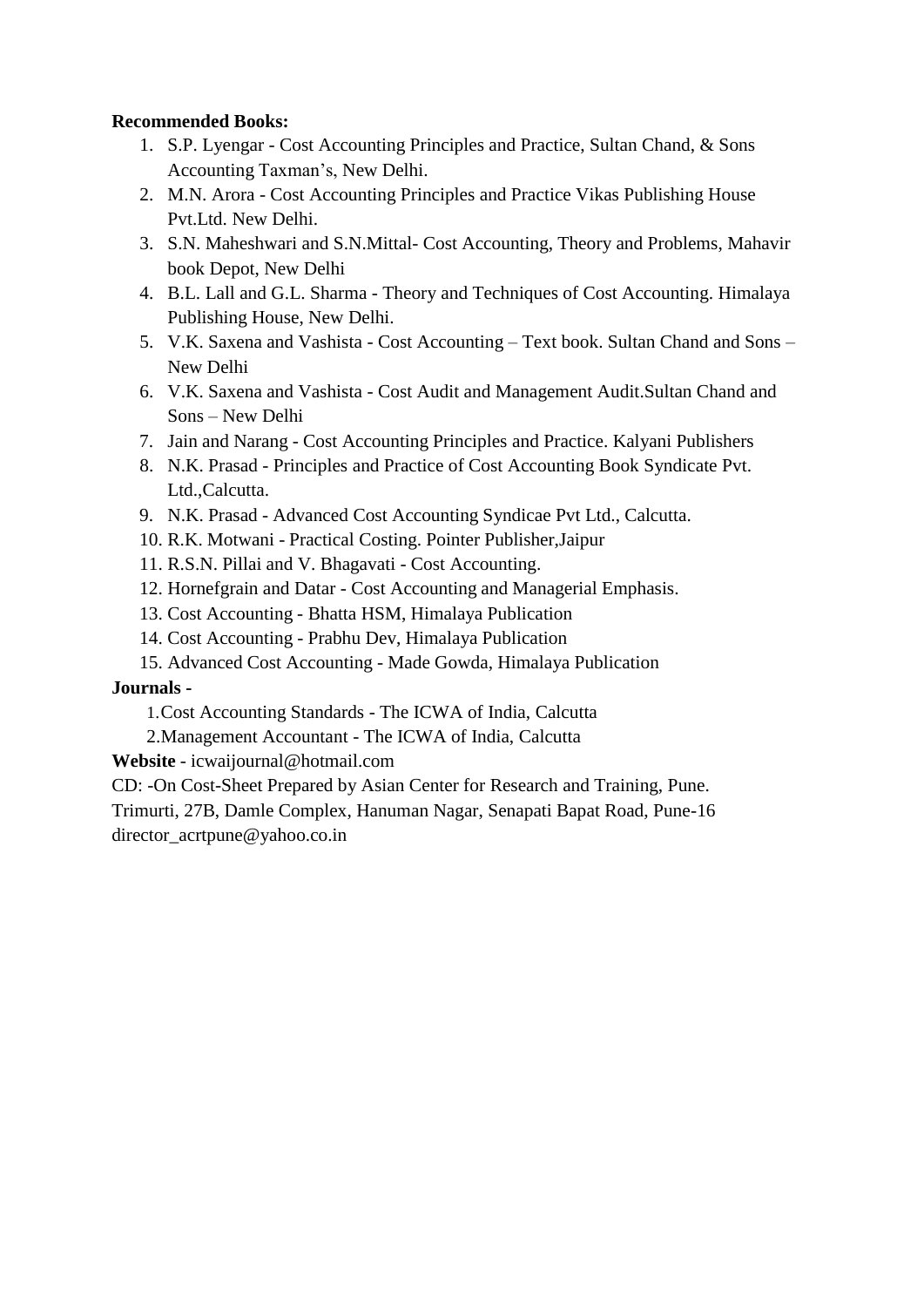**Recommended Books:**

1. S.P. Lyengar - Cost Accounting Principles and Practice, Sultan Chand, & Sons Accounting Taxman's, New Delhi.
2. M.N. Arora - Cost Accounting Principles and Practice Vikas Publishing House Pvt.Ltd. New Delhi.
3. S.N. Maheshwari and S.N.Mittal- Cost Accounting, Theory and Problems, Mahavir book Depot, New Delhi
4. B.L. Lall and G.L. Sharma - Theory and Techniques of Cost Accounting. Himalaya Publishing House, New Delhi.
5. V.K. Saxena and Vashista - Cost Accounting – Text book. Sultan Chand and Sons – New Delhi
6. V.K. Saxena and Vashista - Cost Audit and Management Audit.Sultan Chand and Sons – New Delhi
7. Jain and Narang - Cost Accounting Principles and Practice. Kalyani Publishers
8. N.K. Prasad - Principles and Practice of Cost Accounting Book Syndicate Pvt. Ltd.,Calcutta.
9. N.K. Prasad - Advanced Cost Accounting Syndicae Pvt Ltd., Calcutta.
10. R.K. Motwani - Practical Costing. Pointer Publisher,Jaipur
11. R.S.N. Pillai and V. Bhagavati - Cost Accounting.
12. Hornefgrain and Datar - Cost Accounting and Managerial Emphasis.
13. Cost Accounting - Bhatta HSM, Himalaya Publication
14. Cost Accounting - Prabhu Dev, Himalaya Publication
15. Advanced Cost Accounting - Made Gowda, Himalaya Publication

**Journals -**

1. Cost Accounting Standards - The ICWA of India, Calcutta
2. Management Accountant - The ICWA of India, Calcutta

**Website** - icwaijournal@hotmail.com

CD: -On Cost-Sheet Prepared by Asian Center for Research and Training, Pune.

Trimurti, 27B, Damle Complex, Hanuman Nagar, Senapati Bapat Road, Pune-16

director_acrtpune@yahoo.co.in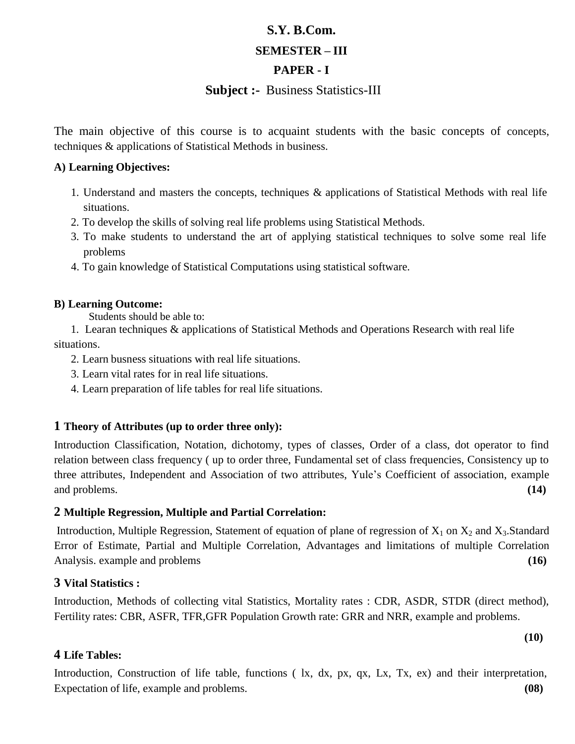# S.Y. B.Com.

## SEMESTER – III

## PAPER - I

## Subject :- Business Statistics-III

The main objective of this course is to acquaint students with the basic concepts of concepts, techniques & applications of Statistical Methods in business.

**A) Learning Objectives:**

1. Understand and masters the concepts, techniques & applications of Statistical Methods with real life situations.
2. To develop the skills of solving real life problems using Statistical Methods.
3. To make students to understand the art of applying statistical techniques to solve some real life problems
4. To gain knowledge of Statistical Computations using statistical software.

**B) Learning Outcome:**

Students should be able to:

1. Learan techniques & applications of Statistical Methods and Operations Research with real life situations.
2. Learn busness situations with real life situations.
3. Learn vital rates for in real life situations.
4. Learn preparation of life tables for real life situations.

### 1 Theory of Attributes (up to order three only):

Introduction Classification, Notation, dichotomy, types of classes, Order of a class, dot operator to find relation between class frequency ( up to order three, Fundamental set of class frequencies, Consistency up to three attributes, Independent and Association of two attributes, Yule's Coefficient of association, example and problems. **(14)**

### 2 Multiple Regression, Multiple and Partial Correlation:

Introduction, Multiple Regression, Statement of equation of plane of regression of $X_1$ on $X_2$ and $X_3$.Standard Error of Estimate, Partial and Multiple Correlation, Advantages and limitations of multiple Correlation Analysis. example and problems **(16)**

### 3 Vital Statistics :

Introduction, Methods of collecting vital Statistics, Mortality rates : CDR, ASDR, STDR (direct method), Fertility rates: CBR, ASFR, TFR,GFR Population Growth rate: GRR and NRR, example and problems.

**(10)**

### 4 Life Tables:

Introduction, Construction of life table, functions ( lx, dx, px, qx, Lx, Tx, ex) and their interpretation, Expectation of life, example and problems. **(08)**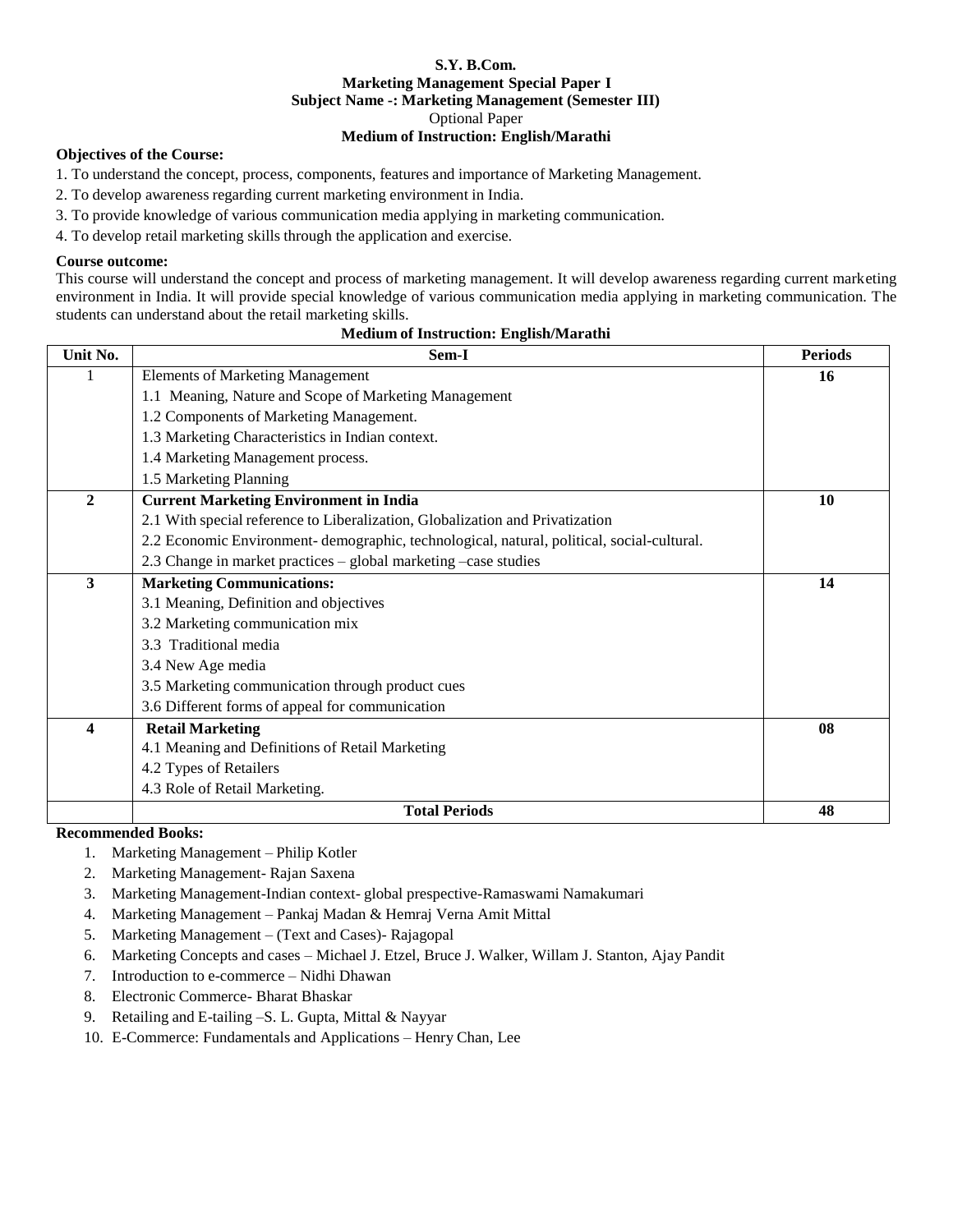**S.Y. B.Com.**

**Marketing Management Special Paper I**

**Subject Name -: Marketing Management (Semester III)**

Optional Paper

**Medium of Instruction: English/Marathi**

**Objectives of the Course:**

1. To understand the concept, process, components, features and importance of Marketing Management.
2. To develop awareness regarding current marketing environment in India.
3. To provide knowledge of various communication media applying in marketing communication.
4. To develop retail marketing skills through the application and exercise.

**Course outcome:**

This course will understand the concept and process of marketing management. It will develop awareness regarding current marketing environment in India. It will provide special knowledge of various communication media applying in marketing communication. The students can understand about the retail marketing skills.

**Medium of Instruction: English/Marathi**

| Unit No. | Sem-I | Periods |
|---|---|---|
| 1 | Elements of Marketing Management<br>1.1 Meaning, Nature and Scope of Marketing Management<br>1.2 Components of Marketing Management.<br>1.3 Marketing Characteristics in Indian context.<br>1.4 Marketing Management process.<br>1.5 Marketing Planning | **16** |
| **2** | **Current Marketing Environment in India**<br>2.1 With special reference to Liberalization, Globalization and Privatization<br>2.2 Economic Environment- demographic, technological, natural, political, social-cultural.<br>2.3 Change in market practices – global marketing –case studies | **10** |
| **3** | **Marketing Communications:**<br>3.1 Meaning, Definition and objectives<br>3.2 Marketing communication mix<br>3.3 Traditional media<br>3.4 New Age media<br>3.5 Marketing communication through product cues<br>3.6 Different forms of appeal for communication | **14** |
| **4** | **Retail Marketing**<br>4.1 Meaning and Definitions of Retail Marketing<br>4.2 Types of Retailers<br>4.3 Role of Retail Marketing. | **08** |
| | **Total Periods** | **48** |

**Recommended Books:**

1. Marketing Management – Philip Kotler
2. Marketing Management- Rajan Saxena
3. Marketing Management-Indian context- global prespective-Ramaswami Namakumari
4. Marketing Management – Pankaj Madan & Hemraj Verna Amit Mittal
5. Marketing Management – (Text and Cases)- Rajagopal
6. Marketing Concepts and cases – Michael J. Etzel, Bruce J. Walker, Willam J. Stanton, Ajay Pandit
7. Introduction to e-commerce – Nidhi Dhawan
8. Electronic Commerce- Bharat Bhaskar
9. Retailing and E-tailing –S. L. Gupta, Mittal & Nayyar
10. E-Commerce: Fundamentals and Applications – Henry Chan, Lee